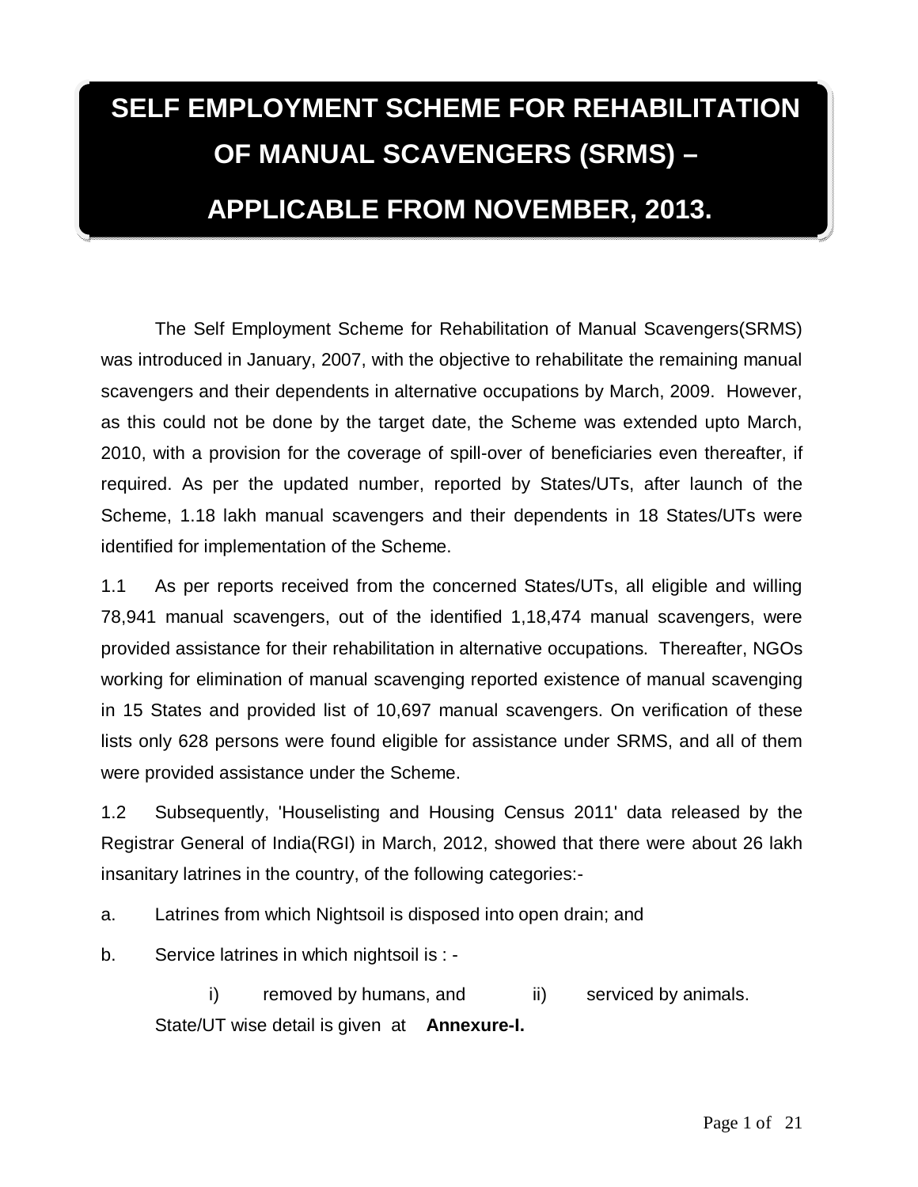# SELF EMPLOYMENT SCHEME FOR REHABILITATION OF MANUAL SCAVENGERS (SRMS) – APPLICABLE FROM NOVEMBER, 2013.

The Self Employment Scheme for Rehabilitation of Manual Scavengers(SRMS) was introduced in January, 2007, with the objective to rehabilitate the remaining manual scavengers and their dependents in alternative occupations by March, 2009. However, as this could not be done by the target date, the Scheme was extended upto March, 2010, with a provision for the coverage of spill-over of beneficiaries even thereafter, if required. As per the updated number, reported by States/UTs, after launch of the Scheme, 1.18 lakh manual scavengers and their dependents in 18 States/UTs were identified for implementation of the Scheme.

1.1 As per reports received from the concerned States/UTs, all eligible and willing 78,941 manual scavengers, out of the identified 1,18,474 manual scavengers, were provided assistance for their rehabilitation in alternative occupations. Thereafter, NGOs working for elimination of manual scavenging reported existence of manual scavenging in 15 States and provided list of 10,697 manual scavengers. On verification of these lists only 628 persons were found eligible for assistance under SRMS, and all of them were provided assistance under the Scheme.

1.2 Subsequently, 'Houselisting and Housing Census 2011' data released by the Registrar General of India(RGI) in March, 2012, showed that there were about 26 lakh insanitary latrines in the country, of the following categories:-

a. Latrines from which Nightsoil is disposed into open drain; and

b. Service latrines in which nightsoil is : -

i) removed by humans, and ii) serviced by animals.

State/UT wise detail is given at **Annexure-I.**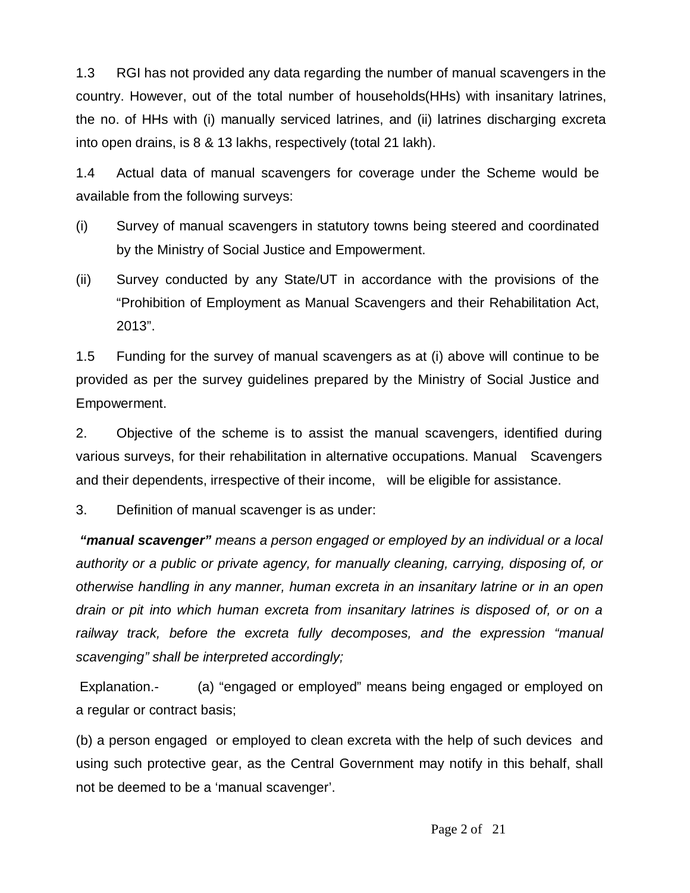1.3 RGI has not provided any data regarding the number of manual scavengers in the country. However, out of the total number of households(HHs) with insanitary latrines, the no. of HHs with (i) manually serviced latrines, and (ii) latrines discharging excreta into open drains, is 8 & 13 lakhs, respectively (total 21 lakh).

1.4 Actual data of manual scavengers for coverage under the Scheme would be available from the following surveys:

(i) Survey of manual scavengers in statutory towns being steered and coordinated by the Ministry of Social Justice and Empowerment.

(ii) Survey conducted by any State/UT in accordance with the provisions of the "Prohibition of Employment as Manual Scavengers and their Rehabilitation Act, 2013".

1.5 Funding for the survey of manual scavengers as at (i) above will continue to be provided as per the survey guidelines prepared by the Ministry of Social Justice and Empowerment.

2. Objective of the scheme is to assist the manual scavengers, identified during various surveys, for their rehabilitation in alternative occupations. Manual Scavengers and their dependents, irrespective of their income, will be eligible for assistance.

3. Definition of manual scavenger is as under:

***"manual scavenger"*** *means a person engaged or employed by an individual or a local authority or a public or private agency, for manually cleaning, carrying, disposing of, or otherwise handling in any manner, human excreta in an insanitary latrine or in an open drain or pit into which human excreta from insanitary latrines is disposed of, or on a railway track, before the excreta fully decomposes, and the expression "manual scavenging" shall be interpreted accordingly;*

Explanation.- (a) "engaged or employed" means being engaged or employed on a regular or contract basis;

(b) a person engaged or employed to clean excreta with the help of such devices and using such protective gear, as the Central Government may notify in this behalf, shall not be deemed to be a 'manual scavenger'.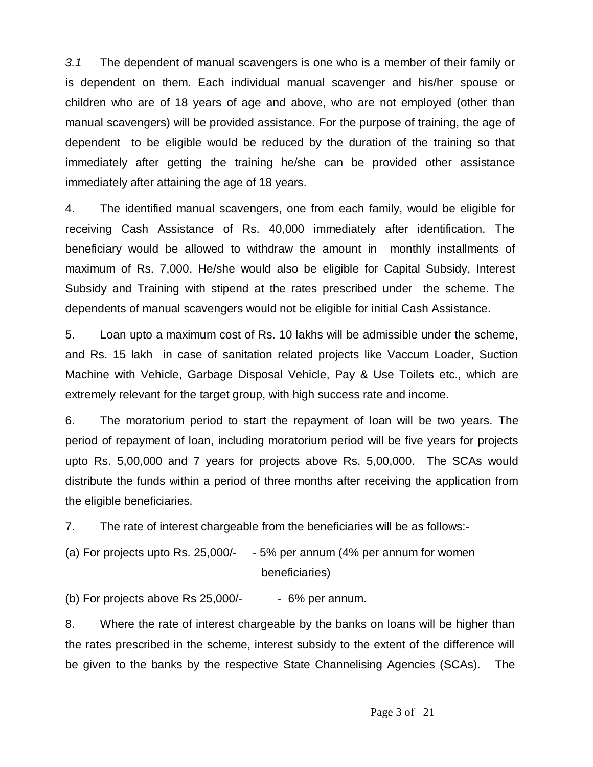*3.1* The dependent of manual scavengers is one who is a member of their family or is dependent on them. Each individual manual scavenger and his/her spouse or children who are of 18 years of age and above, who are not employed (other than manual scavengers) will be provided assistance. For the purpose of training, the age of dependent to be eligible would be reduced by the duration of the training so that immediately after getting the training he/she can be provided other assistance immediately after attaining the age of 18 years.

4. The identified manual scavengers, one from each family, would be eligible for receiving Cash Assistance of Rs. 40,000 immediately after identification. The beneficiary would be allowed to withdraw the amount in monthly installments of maximum of Rs. 7,000. He/she would also be eligible for Capital Subsidy, Interest Subsidy and Training with stipend at the rates prescribed under the scheme. The dependents of manual scavengers would not be eligible for initial Cash Assistance.

5. Loan upto a maximum cost of Rs. 10 lakhs will be admissible under the scheme, and Rs. 15 lakh in case of sanitation related projects like Vaccum Loader, Suction Machine with Vehicle, Garbage Disposal Vehicle, Pay & Use Toilets etc., which are extremely relevant for the target group, with high success rate and income.

6. The moratorium period to start the repayment of loan will be two years. The period of repayment of loan, including moratorium period will be five years for projects upto Rs. 5,00,000 and 7 years for projects above Rs. 5,00,000. The SCAs would distribute the funds within a period of three months after receiving the application from the eligible beneficiaries.

7. The rate of interest chargeable from the beneficiaries will be as follows:-

(a) For projects upto Rs. 25,000/- - 5% per annum (4% per annum for women beneficiaries)

(b) For projects above Rs 25,000/- - 6% per annum.

8. Where the rate of interest chargeable by the banks on loans will be higher than the rates prescribed in the scheme, interest subsidy to the extent of the difference will be given to the banks by the respective State Channelising Agencies (SCAs). The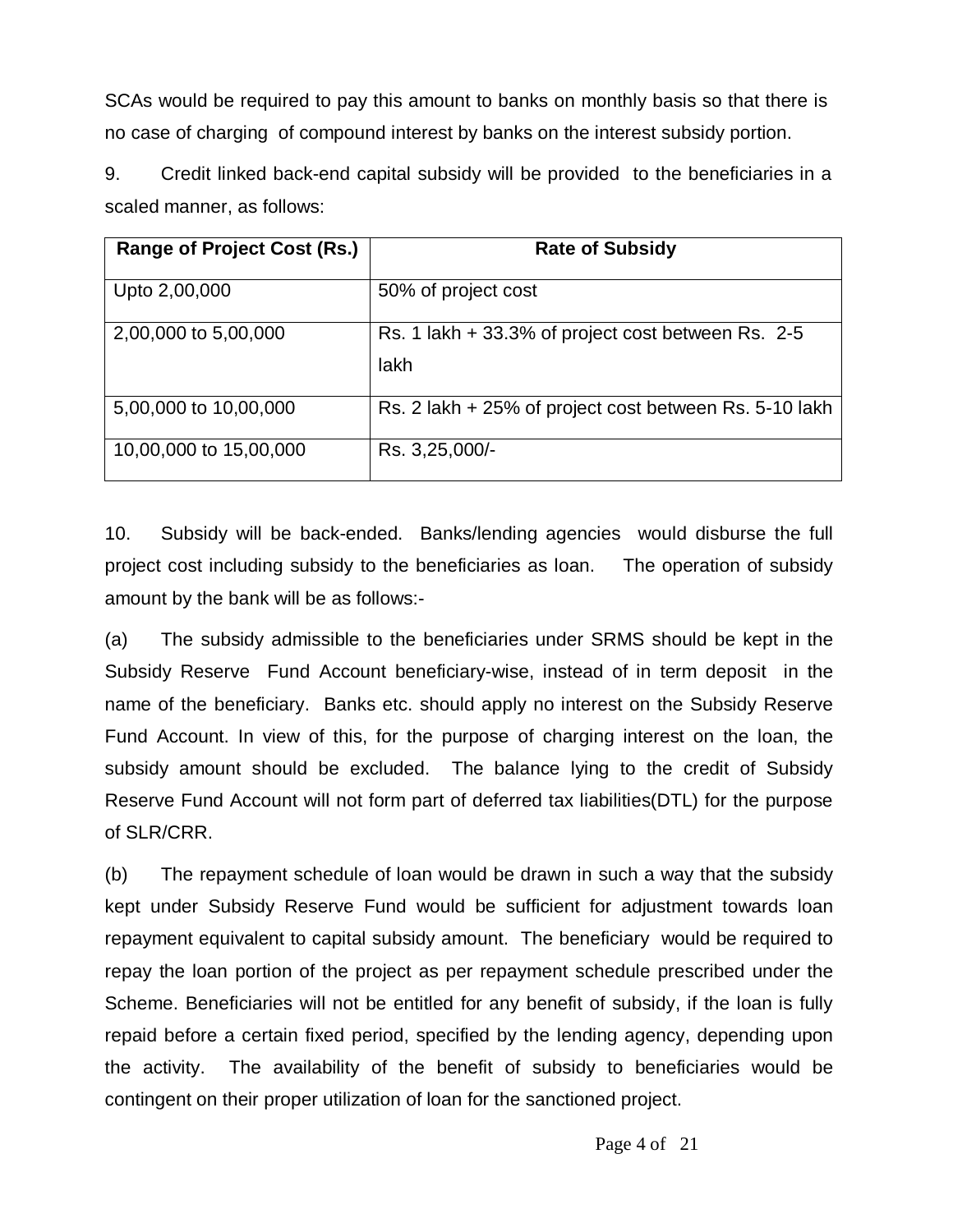SCAs would be required to pay this amount to banks on monthly basis so that there is no case of charging of compound interest by banks on the interest subsidy portion.

9. Credit linked back-end capital subsidy will be provided to the beneficiaries in a scaled manner, as follows:

| Range of Project Cost (Rs.) | Rate of Subsidy |
|---|---|
| Upto 2,00,000 | 50% of project cost |
| 2,00,000 to 5,00,000 | Rs. 1 lakh + 33.3% of project cost between Rs. 2-5 lakh |
| 5,00,000 to 10,00,000 | Rs. 2 lakh + 25% of project cost between Rs. 5-10 lakh |
| 10,00,000 to 15,00,000 | Rs. 3,25,000/- |

10. Subsidy will be back-ended. Banks/lending agencies would disburse the full project cost including subsidy to the beneficiaries as loan. The operation of subsidy amount by the bank will be as follows:-

(a) The subsidy admissible to the beneficiaries under SRMS should be kept in the Subsidy Reserve Fund Account beneficiary-wise, instead of in term deposit in the name of the beneficiary. Banks etc. should apply no interest on the Subsidy Reserve Fund Account. In view of this, for the purpose of charging interest on the loan, the subsidy amount should be excluded. The balance lying to the credit of Subsidy Reserve Fund Account will not form part of deferred tax liabilities(DTL) for the purpose of SLR/CRR.

(b) The repayment schedule of loan would be drawn in such a way that the subsidy kept under Subsidy Reserve Fund would be sufficient for adjustment towards loan repayment equivalent to capital subsidy amount. The beneficiary would be required to repay the loan portion of the project as per repayment schedule prescribed under the Scheme. Beneficiaries will not be entitled for any benefit of subsidy, if the loan is fully repaid before a certain fixed period, specified by the lending agency, depending upon the activity. The availability of the benefit of subsidy to beneficiaries would be contingent on their proper utilization of loan for the sanctioned project.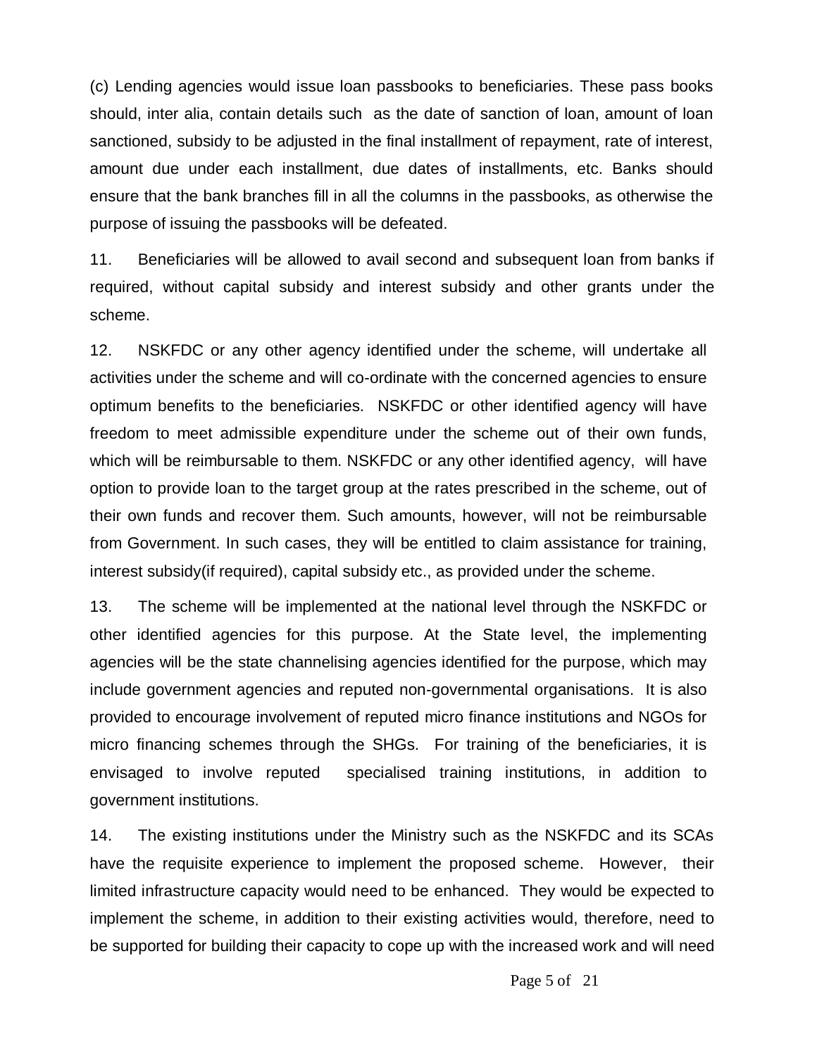(c) Lending agencies would issue loan passbooks to beneficiaries. These pass books should, inter alia, contain details such as the date of sanction of loan, amount of loan sanctioned, subsidy to be adjusted in the final installment of repayment, rate of interest, amount due under each installment, due dates of installments, etc. Banks should ensure that the bank branches fill in all the columns in the passbooks, as otherwise the purpose of issuing the passbooks will be defeated.

11. Beneficiaries will be allowed to avail second and subsequent loan from banks if required, without capital subsidy and interest subsidy and other grants under the scheme.

12. NSKFDC or any other agency identified under the scheme, will undertake all activities under the scheme and will co-ordinate with the concerned agencies to ensure optimum benefits to the beneficiaries. NSKFDC or other identified agency will have freedom to meet admissible expenditure under the scheme out of their own funds, which will be reimbursable to them. NSKFDC or any other identified agency, will have option to provide loan to the target group at the rates prescribed in the scheme, out of their own funds and recover them. Such amounts, however, will not be reimbursable from Government. In such cases, they will be entitled to claim assistance for training, interest subsidy(if required), capital subsidy etc., as provided under the scheme.

13. The scheme will be implemented at the national level through the NSKFDC or other identified agencies for this purpose. At the State level, the implementing agencies will be the state channelising agencies identified for the purpose, which may include government agencies and reputed non-governmental organisations. It is also provided to encourage involvement of reputed micro finance institutions and NGOs for micro financing schemes through the SHGs. For training of the beneficiaries, it is envisaged to involve reputed specialised training institutions, in addition to government institutions.

14. The existing institutions under the Ministry such as the NSKFDC and its SCAs have the requisite experience to implement the proposed scheme. However, their limited infrastructure capacity would need to be enhanced. They would be expected to implement the scheme, in addition to their existing activities would, therefore, need to be supported for building their capacity to cope up with the increased work and will need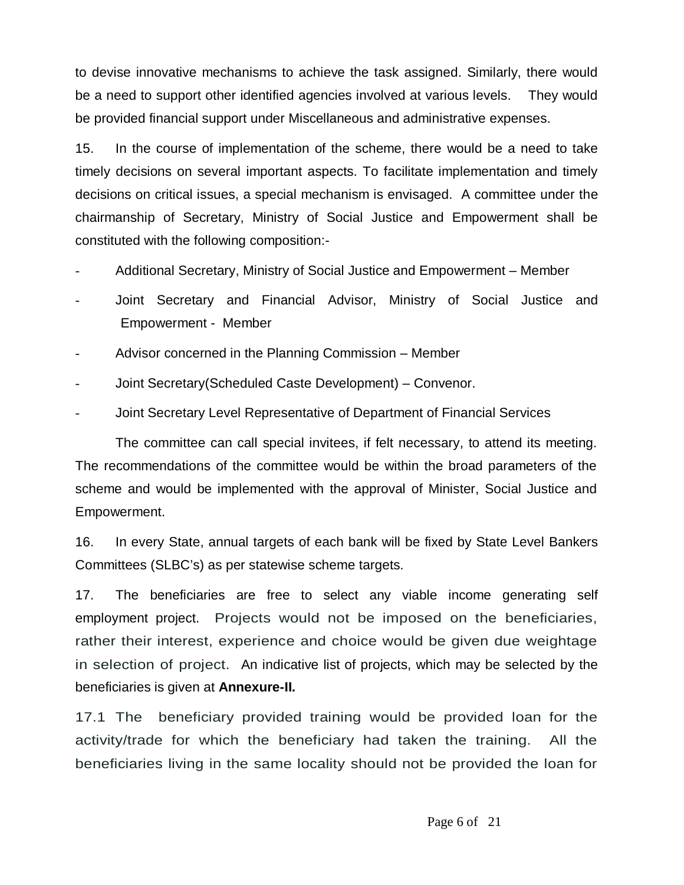to devise innovative mechanisms to achieve the task assigned. Similarly, there would be a need to support other identified agencies involved at various levels. They would be provided financial support under Miscellaneous and administrative expenses.

15. In the course of implementation of the scheme, there would be a need to take timely decisions on several important aspects. To facilitate implementation and timely decisions on critical issues, a special mechanism is envisaged. A committee under the chairmanship of Secretary, Ministry of Social Justice and Empowerment shall be constituted with the following composition:-

- Additional Secretary, Ministry of Social Justice and Empowerment – Member
- Joint Secretary and Financial Advisor, Ministry of Social Justice and Empowerment - Member
- Advisor concerned in the Planning Commission – Member
- Joint Secretary(Scheduled Caste Development) – Convenor.
- Joint Secretary Level Representative of Department of Financial Services

The committee can call special invitees, if felt necessary, to attend its meeting. The recommendations of the committee would be within the broad parameters of the scheme and would be implemented with the approval of Minister, Social Justice and Empowerment.

16. In every State, annual targets of each bank will be fixed by State Level Bankers Committees (SLBC's) as per statewise scheme targets.

17. The beneficiaries are free to select any viable income generating self employment project. Projects would not be imposed on the beneficiaries, rather their interest, experience and choice would be given due weightage in selection of project. An indicative list of projects, which may be selected by the beneficiaries is given at **Annexure-II.**

17.1 The beneficiary provided training would be provided loan for the activity/trade for which the beneficiary had taken the training. All the beneficiaries living in the same locality should not be provided the loan for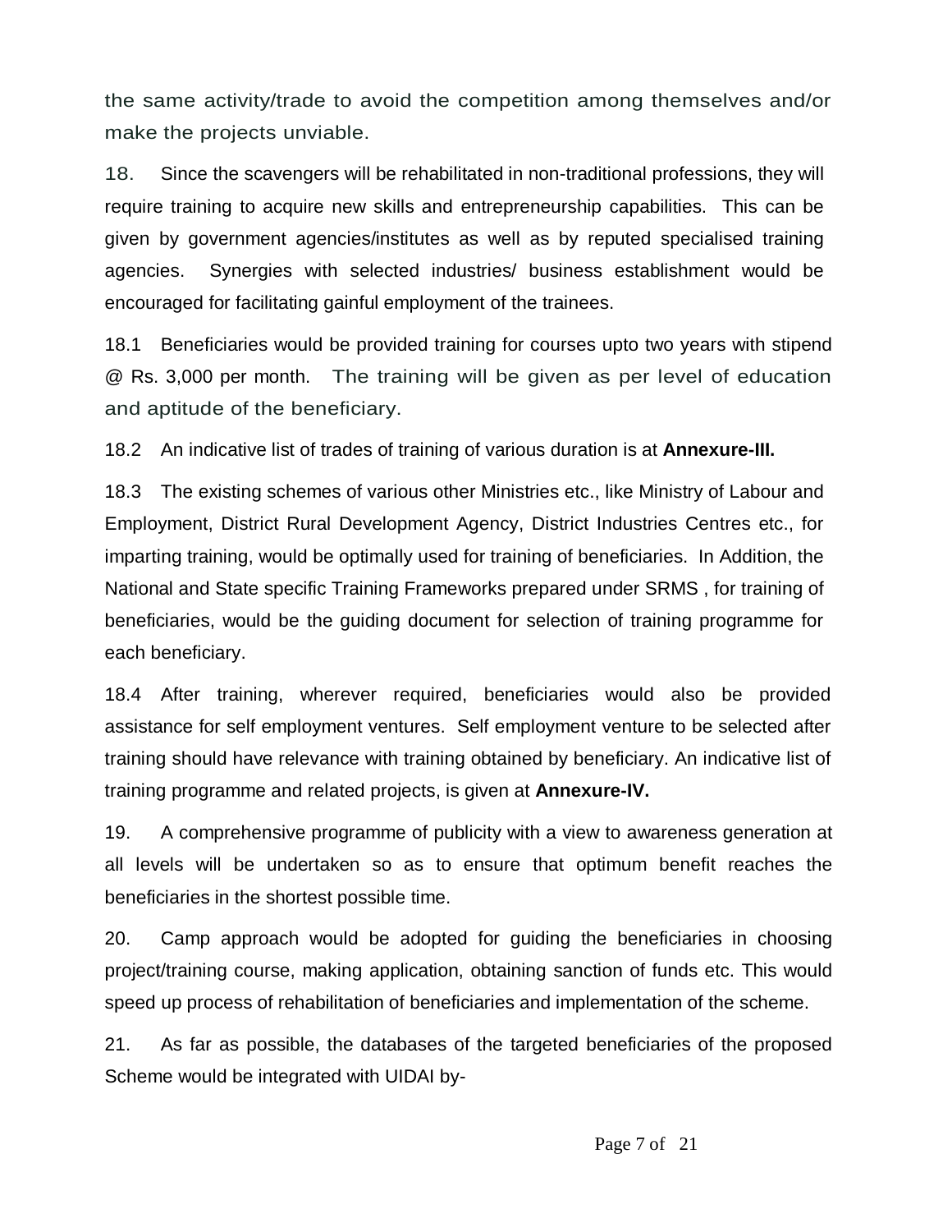the same activity/trade to avoid the competition among themselves and/or make the projects unviable.

18. Since the scavengers will be rehabilitated in non-traditional professions, they will require training to acquire new skills and entrepreneurship capabilities. This can be given by government agencies/institutes as well as by reputed specialised training agencies. Synergies with selected industries/ business establishment would be encouraged for facilitating gainful employment of the trainees.

18.1 Beneficiaries would be provided training for courses upto two years with stipend @ Rs. 3,000 per month. The training will be given as per level of education and aptitude of the beneficiary.

18.2 An indicative list of trades of training of various duration is at **Annexure-III.**

18.3 The existing schemes of various other Ministries etc., like Ministry of Labour and Employment, District Rural Development Agency, District Industries Centres etc., for imparting training, would be optimally used for training of beneficiaries. In Addition, the National and State specific Training Frameworks prepared under SRMS , for training of beneficiaries, would be the guiding document for selection of training programme for each beneficiary.

18.4 After training, wherever required, beneficiaries would also be provided assistance for self employment ventures. Self employment venture to be selected after training should have relevance with training obtained by beneficiary. An indicative list of training programme and related projects, is given at **Annexure-IV.**

19. A comprehensive programme of publicity with a view to awareness generation at all levels will be undertaken so as to ensure that optimum benefit reaches the beneficiaries in the shortest possible time.

20. Camp approach would be adopted for guiding the beneficiaries in choosing project/training course, making application, obtaining sanction of funds etc. This would speed up process of rehabilitation of beneficiaries and implementation of the scheme.

21. As far as possible, the databases of the targeted beneficiaries of the proposed Scheme would be integrated with UIDAI by-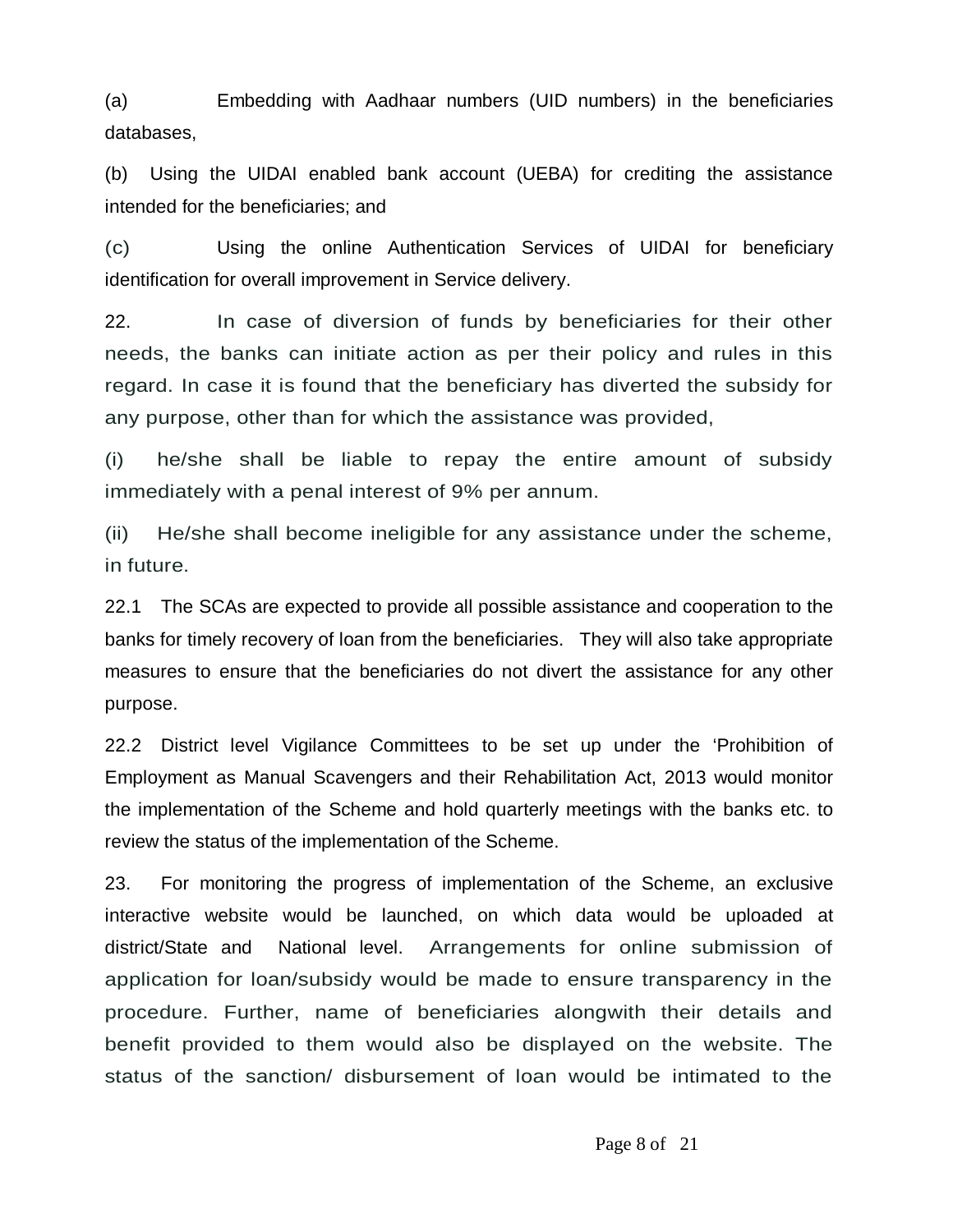(a) Embedding with Aadhaar numbers (UID numbers) in the beneficiaries databases,

(b) Using the UIDAI enabled bank account (UEBA) for crediting the assistance intended for the beneficiaries; and

(c) Using the online Authentication Services of UIDAI for beneficiary identification for overall improvement in Service delivery.

22. In case of diversion of funds by beneficiaries for their other needs, the banks can initiate action as per their policy and rules in this regard. In case it is found that the beneficiary has diverted the subsidy for any purpose, other than for which the assistance was provided,

(i) he/she shall be liable to repay the entire amount of subsidy immediately with a penal interest of 9% per annum.

(ii) He/she shall become ineligible for any assistance under the scheme, in future.

22.1 The SCAs are expected to provide all possible assistance and cooperation to the banks for timely recovery of loan from the beneficiaries. They will also take appropriate measures to ensure that the beneficiaries do not divert the assistance for any other purpose.

22.2 District level Vigilance Committees to be set up under the 'Prohibition of Employment as Manual Scavengers and their Rehabilitation Act, 2013 would monitor the implementation of the Scheme and hold quarterly meetings with the banks etc. to review the status of the implementation of the Scheme.

23. For monitoring the progress of implementation of the Scheme, an exclusive interactive website would be launched, on which data would be uploaded at district/State and National level. Arrangements for online submission of application for loan/subsidy would be made to ensure transparency in the procedure. Further, name of beneficiaries alongwith their details and benefit provided to them would also be displayed on the website. The status of the sanction/ disbursement of loan would be intimated to the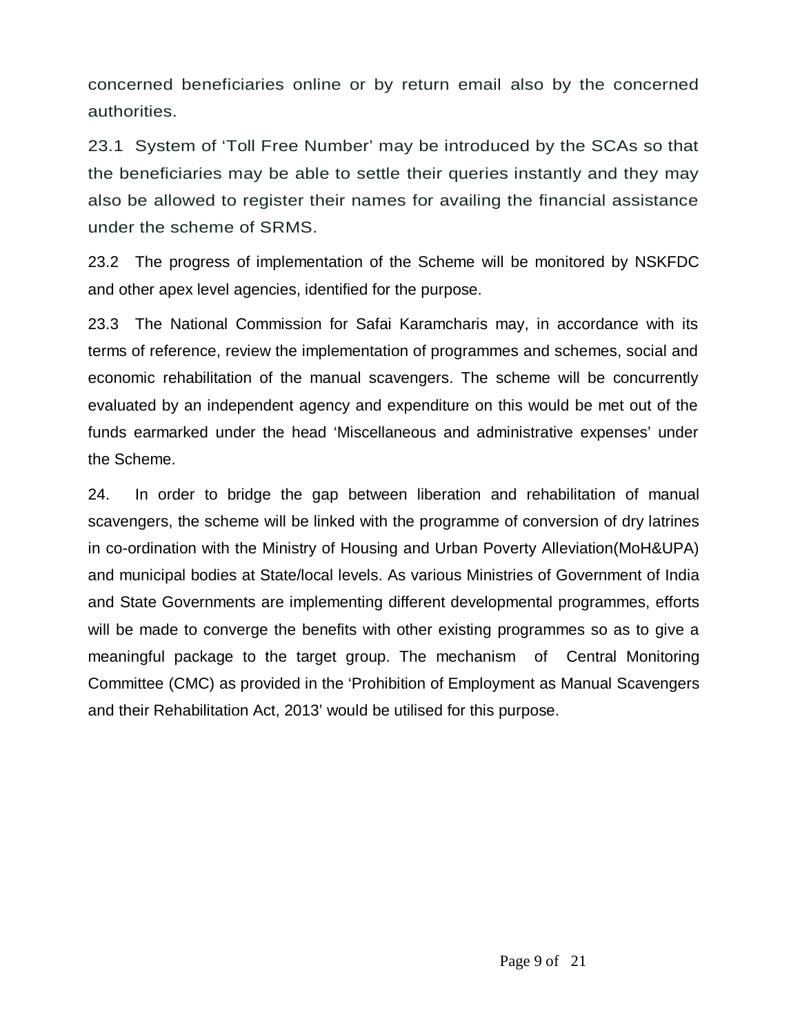concerned beneficiaries online or by return email also by the concerned authorities.

23.1 System of 'Toll Free Number' may be introduced by the SCAs so that the beneficiaries may be able to settle their queries instantly and they may also be allowed to register their names for availing the financial assistance under the scheme of SRMS.

23.2 The progress of implementation of the Scheme will be monitored by NSKFDC and other apex level agencies, identified for the purpose.

23.3 The National Commission for Safai Karamcharis may, in accordance with its terms of reference, review the implementation of programmes and schemes, social and economic rehabilitation of the manual scavengers. The scheme will be concurrently evaluated by an independent agency and expenditure on this would be met out of the funds earmarked under the head 'Miscellaneous and administrative expenses' under the Scheme.

24. In order to bridge the gap between liberation and rehabilitation of manual scavengers, the scheme will be linked with the programme of conversion of dry latrines in co-ordination with the Ministry of Housing and Urban Poverty Alleviation(MoH&UPA) and municipal bodies at State/local levels. As various Ministries of Government of India and State Governments are implementing different developmental programmes, efforts will be made to converge the benefits with other existing programmes so as to give a meaningful package to the target group. The mechanism of Central Monitoring Committee (CMC) as provided in the 'Prohibition of Employment as Manual Scavengers and their Rehabilitation Act, 2013' would be utilised for this purpose.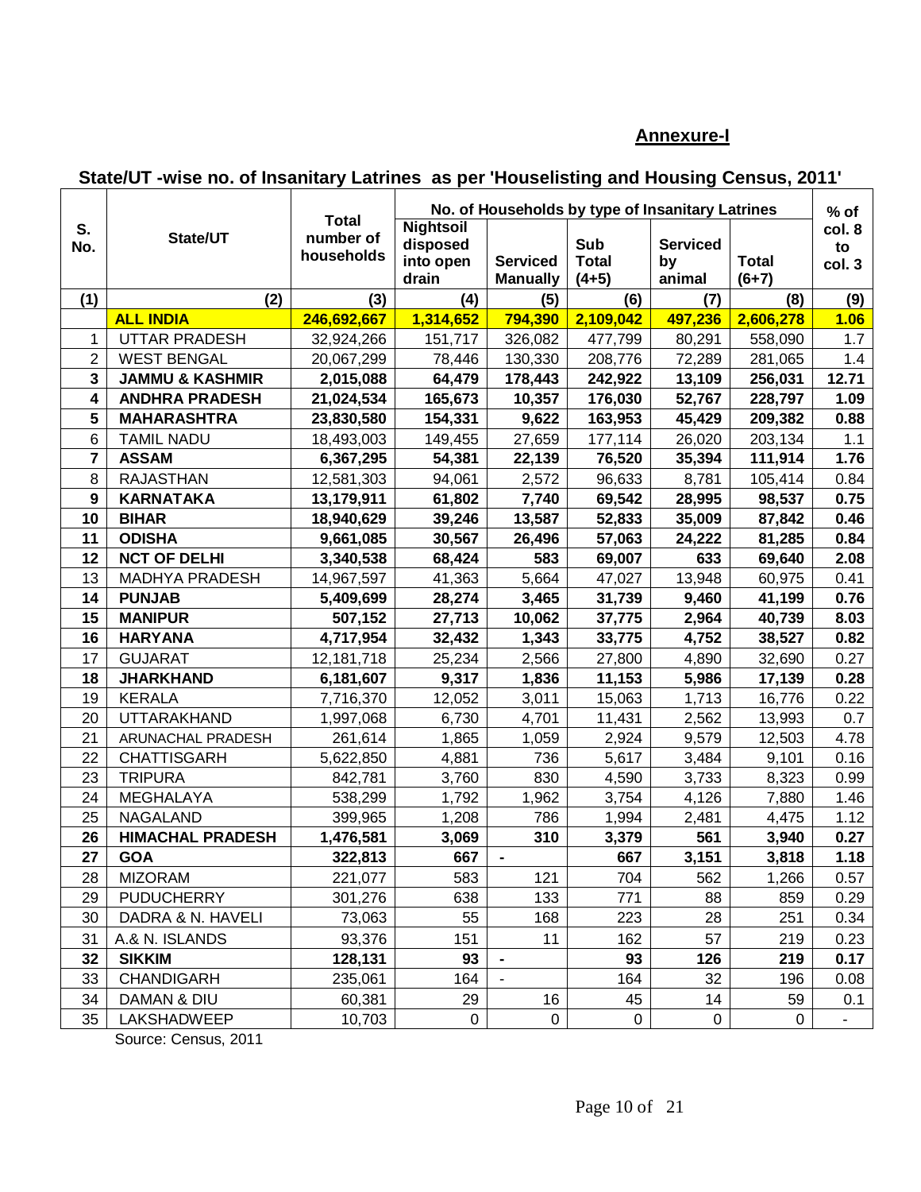## Annexure-I

### State/UT -wise no. of Insanitary Latrines as per 'Houselisting and Housing Census, 2011'

| S. No. | State/UT | Total number of households | No. of Households by type of Insanitary Latrines | | | | | % of col. 8 to col. 3 |
|---|---|---|---|---|---|---|---|---|
| | | | Nightsoil disposed into open drain | Serviced Manually | Sub Total (4+5) | Serviced by animal | Total (6+7) | |
| (1) | (2) | (3) | (4) | (5) | (6) | (7) | (8) | (9) |
| | **ALL INDIA** | **246,692,667** | **1,314,652** | **794,390** | **2,109,042** | **497,236** | **2,606,278** | **1.06** |
| 1 | UTTAR PRADESH | 32,924,266 | 151,717 | 326,082 | 477,799 | 80,291 | 558,090 | 1.7 |
| 2 | WEST BENGAL | 20,067,299 | 78,446 | 130,330 | 208,776 | 72,289 | 281,065 | 1.4 |
| **3** | **JAMMU & KASHMIR** | **2,015,088** | **64,479** | **178,443** | **242,922** | **13,109** | **256,031** | **12.71** |
| **4** | **ANDHRA PRADESH** | **21,024,534** | **165,673** | **10,357** | **176,030** | **52,767** | **228,797** | **1.09** |
| **5** | **MAHARASHTRA** | **23,830,580** | **154,331** | **9,622** | **163,953** | **45,429** | **209,382** | **0.88** |
| 6 | TAMIL NADU | 18,493,003 | 149,455 | 27,659 | 177,114 | 26,020 | 203,134 | 1.1 |
| **7** | **ASSAM** | **6,367,295** | **54,381** | **22,139** | **76,520** | **35,394** | **111,914** | **1.76** |
| 8 | RAJASTHAN | 12,581,303 | 94,061 | 2,572 | 96,633 | 8,781 | 105,414 | 0.84 |
| **9** | **KARNATAKA** | **13,179,911** | **61,802** | **7,740** | **69,542** | **28,995** | **98,537** | **0.75** |
| **10** | **BIHAR** | **18,940,629** | **39,246** | **13,587** | **52,833** | **35,009** | **87,842** | **0.46** |
| **11** | **ODISHA** | **9,661,085** | **30,567** | **26,496** | **57,063** | **24,222** | **81,285** | **0.84** |
| **12** | **NCT OF DELHI** | **3,340,538** | **68,424** | **583** | **69,007** | **633** | **69,640** | **2.08** |
| 13 | MADHYA PRADESH | 14,967,597 | 41,363 | 5,664 | 47,027 | 13,948 | 60,975 | 0.41 |
| **14** | **PUNJAB** | **5,409,699** | **28,274** | **3,465** | **31,739** | **9,460** | **41,199** | **0.76** |
| **15** | **MANIPUR** | **507,152** | **27,713** | **10,062** | **37,775** | **2,964** | **40,739** | **8.03** |
| **16** | **HARYANA** | **4,717,954** | **32,432** | **1,343** | **33,775** | **4,752** | **38,527** | **0.82** |
| 17 | GUJARAT | 12,181,718 | 25,234 | 2,566 | 27,800 | 4,890 | 32,690 | 0.27 |
| **18** | **JHARKHAND** | **6,181,607** | **9,317** | **1,836** | **11,153** | **5,986** | **17,139** | **0.28** |
| 19 | KERALA | 7,716,370 | 12,052 | 3,011 | 15,063 | 1,713 | 16,776 | 0.22 |
| 20 | UTTARAKHAND | 1,997,068 | 6,730 | 4,701 | 11,431 | 2,562 | 13,993 | 0.7 |
| 21 | ARUNACHAL PRADESH | 261,614 | 1,865 | 1,059 | 2,924 | 9,579 | 12,503 | 4.78 |
| 22 | CHATTISGARH | 5,622,850 | 4,881 | 736 | 5,617 | 3,484 | 9,101 | 0.16 |
| 23 | TRIPURA | 842,781 | 3,760 | 830 | 4,590 | 3,733 | 8,323 | 0.99 |
| 24 | MEGHALAYA | 538,299 | 1,792 | 1,962 | 3,754 | 4,126 | 7,880 | 1.46 |
| 25 | NAGALAND | 399,965 | 1,208 | 786 | 1,994 | 2,481 | 4,475 | 1.12 |
| **26** | **HIMACHAL PRADESH** | **1,476,581** | **3,069** | **310** | **3,379** | **561** | **3,940** | **0.27** |
| **27** | **GOA** | **322,813** | **667** | **-** | **667** | **3,151** | **3,818** | **1.18** |
| 28 | MIZORAM | 221,077 | 583 | 121 | 704 | 562 | 1,266 | 0.57 |
| 29 | PUDUCHERRY | 301,276 | 638 | 133 | 771 | 88 | 859 | 0.29 |
| 30 | DADRA & N. HAVELI | 73,063 | 55 | 168 | 223 | 28 | 251 | 0.34 |
| 31 | A.& N. ISLANDS | 93,376 | 151 | 11 | 162 | 57 | 219 | 0.23 |
| **32** | **SIKKIM** | **128,131** | **93** | **-** | **93** | **126** | **219** | **0.17** |
| 33 | CHANDIGARH | 235,061 | 164 | - | 164 | 32 | 196 | 0.08 |
| 34 | DAMAN & DIU | 60,381 | 29 | 16 | 45 | 14 | 59 | 0.1 |
| 35 | LAKSHADWEEP | 10,703 | 0 | 0 | 0 | 0 | 0 | - |

Source: Census, 2011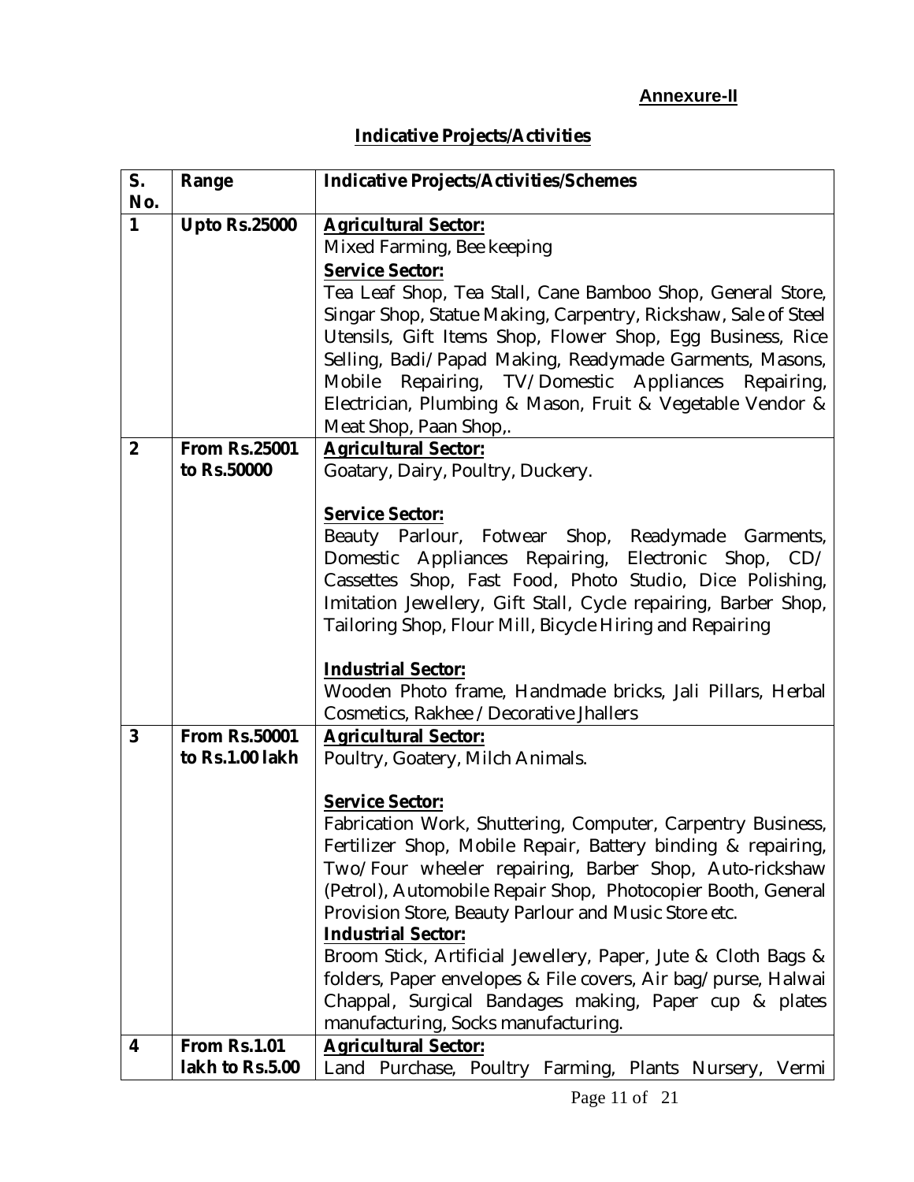**Annexure-II**

## Indicative Projects/Activities

| S. No. | Range | Indicative Projects/Activities/Schemes |
|---|---|---|
| 1 | Upto Rs.25000 | **Agricultural Sector:**<br>Mixed Farming, Bee keeping<br>**Service Sector:**<br>Tea Leaf Shop, Tea Stall, Cane Bamboo Shop, General Store, Singar Shop, Statue Making, Carpentry, Rickshaw, Sale of Steel Utensils, Gift Items Shop, Flower Shop, Egg Business, Rice Selling, Badi/Papad Making, Readymade Garments, Masons, Mobile Repairing, TV/Domestic Appliances Repairing, Electrician, Plumbing & Mason, Fruit & Vegetable Vendor & Meat Shop, Paan Shop,. |
| 2 | From Rs.25001 to Rs.50000 | **Agricultural Sector:**<br>Goatary, Dairy, Poultry, Duckery.<br><br>**Service Sector:**<br>Beauty Parlour, Fotwear Shop, Readymade Garments, Domestic Appliances Repairing, Electronic Shop, CD/ Cassettes Shop, Fast Food, Photo Studio, Dice Polishing, Imitation Jewellery, Gift Stall, Cycle repairing, Barber Shop, Tailoring Shop, Flour Mill, Bicycle Hiring and Repairing<br><br>**Industrial Sector:**<br>Wooden Photo frame, Handmade bricks, Jali Pillars, Herbal Cosmetics, Rakhee / Decorative Jhallers |
| 3 | From Rs.50001 to Rs.1.00 lakh | **Agricultural Sector:**<br>Poultry, Goatery, Milch Animals.<br><br>**Service Sector:**<br>Fabrication Work, Shuttering, Computer, Carpentry Business, Fertilizer Shop, Mobile Repair, Battery binding & repairing, Two/Four wheeler repairing, Barber Shop, Auto-rickshaw (Petrol), Automobile Repair Shop, Photocopier Booth, General Provision Store, Beauty Parlour and Music Store etc.<br>**Industrial Sector:**<br>Broom Stick, Artificial Jewellery, Paper, Jute & Cloth Bags & folders, Paper envelopes & File covers, Air bag/purse, Halwai Chappal, Surgical Bandages making, Paper cup & plates manufacturing, Socks manufacturing. |
| 4 | From Rs.1.01 lakh to Rs.5.00 | **Agricultural Sector:**<br>Land Purchase, Poultry Farming, Plants Nursery, Vermi |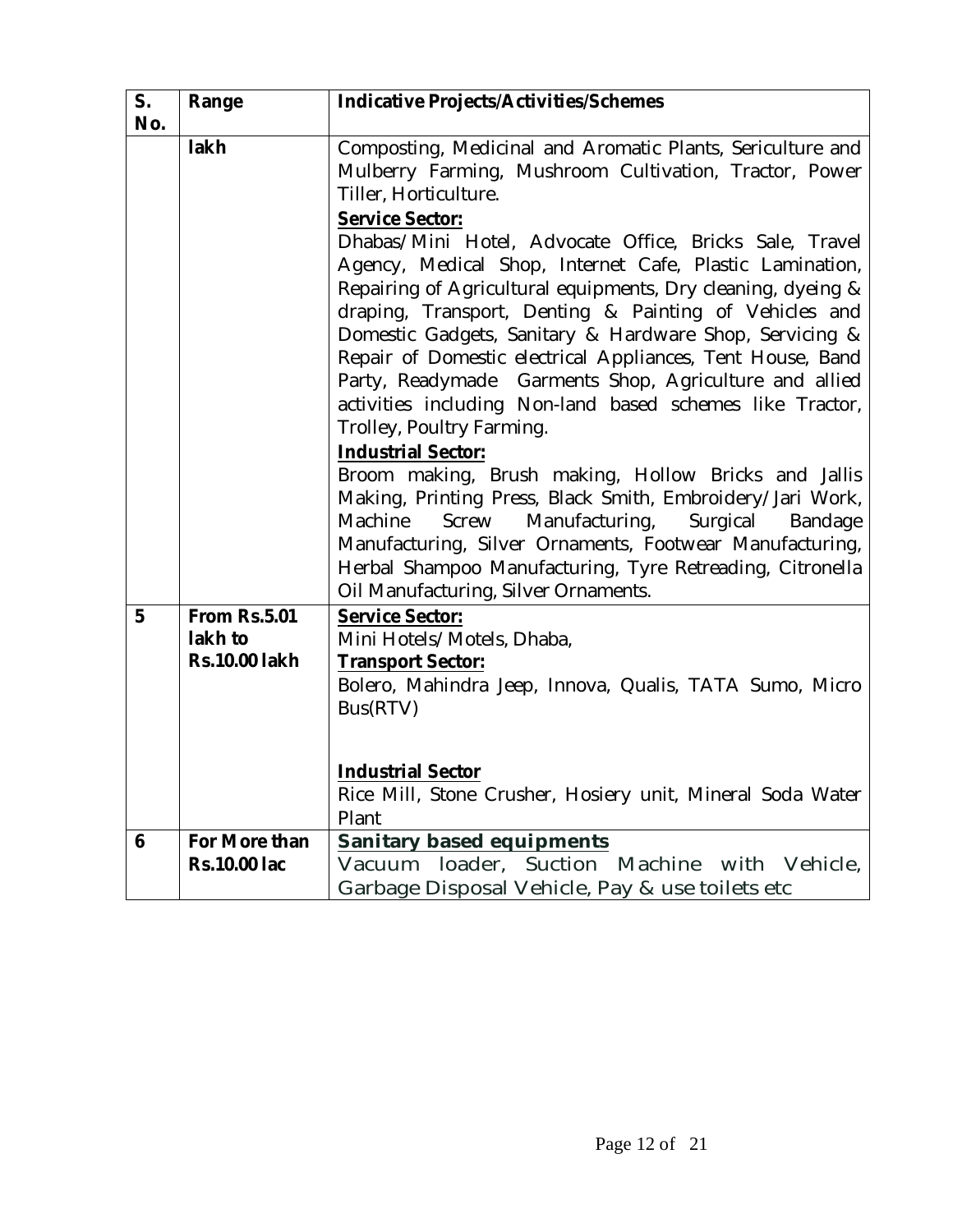| S. No. | Range | Indicative Projects/Activities/Schemes |
|---|---|---|
| | **lakh** | Composting, Medicinal and Aromatic Plants, Sericulture and Mulberry Farming, Mushroom Cultivation, Tractor, Power Tiller, Horticulture.<br>**<u>Service Sector:</u>**<br>Dhabas/Mini Hotel, Advocate Office, Bricks Sale, Travel Agency, Medical Shop, Internet Cafe, Plastic Lamination, Repairing of Agricultural equipments, Dry cleaning, dyeing & draping, Transport, Denting & Painting of Vehicles and Domestic Gadgets, Sanitary & Hardware Shop, Servicing & Repair of Domestic electrical Appliances, Tent House, Band Party, Readymade Garments Shop, Agriculture and allied activities including Non-land based schemes like Tractor, Trolley, Poultry Farming.<br>**<u>Industrial Sector:</u>**<br>Broom making, Brush making, Hollow Bricks and Jallis Making, Printing Press, Black Smith, Embroidery/Jari Work, Machine Screw Manufacturing, Surgical Bandage Manufacturing, Silver Ornaments, Footwear Manufacturing, Herbal Shampoo Manufacturing, Tyre Retreading, Citronella Oil Manufacturing, Silver Ornaments. |
| **5** | **From Rs.5.01 lakh to Rs.10.00 lakh** | **<u>Service Sector:</u>**<br>Mini Hotels/Motels, Dhaba,<br>**<u>Transport Sector:</u>**<br>Bolero, Mahindra Jeep, Innova, Qualis, TATA Sumo, Micro Bus(RTV)<br><br>**<u>Industrial Sector</u>**<br>Rice Mill, Stone Crusher, Hosiery unit, Mineral Soda Water Plant |
| **6** | **For More than Rs.10.00 lac** | **<u>Sanitary based equipments</u>**<br>Vacuum loader, Suction Machine with Vehicle, Garbage Disposal Vehicle, Pay & use toilets etc |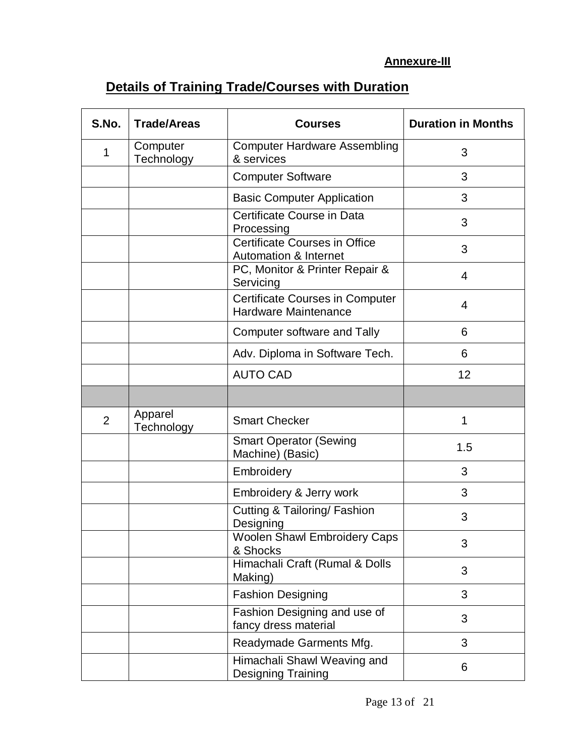**Annexure-III**

## Details of Training Trade/Courses with Duration

| S.No. | Trade/Areas | Courses | Duration in Months |
|---|---|---|---|
| 1 | Computer Technology | Computer Hardware Assembling & services | 3 |
| | | Computer Software | 3 |
| | | Basic Computer Application | 3 |
| | | Certificate Course in Data Processing | 3 |
| | | Certificate Courses in Office Automation & Internet | 3 |
| | | PC, Monitor & Printer Repair & Servicing | 4 |
| | | Certificate Courses in Computer Hardware Maintenance | 4 |
| | | Computer software and Tally | 6 |
| | | Adv. Diploma in Software Tech. | 6 |
| | | AUTO CAD | 12 |
| | | | |
| 2 | Apparel Technology | Smart Checker | 1 |
| | | Smart Operator (Sewing Machine) (Basic) | 1.5 |
| | | Embroidery | 3 |
| | | Embroidery & Jerry work | 3 |
| | | Cutting & Tailoring/ Fashion Designing | 3 |
| | | Woolen Shawl Embroidery Caps & Shocks | 3 |
| | | Himachali Craft (Rumal & Dolls Making) | 3 |
| | | Fashion Designing | 3 |
| | | Fashion Designing and use of fancy dress material | 3 |
| | | Readymade Garments Mfg. | 3 |
| | | Himachali Shawl Weaving and Designing Training | 6 |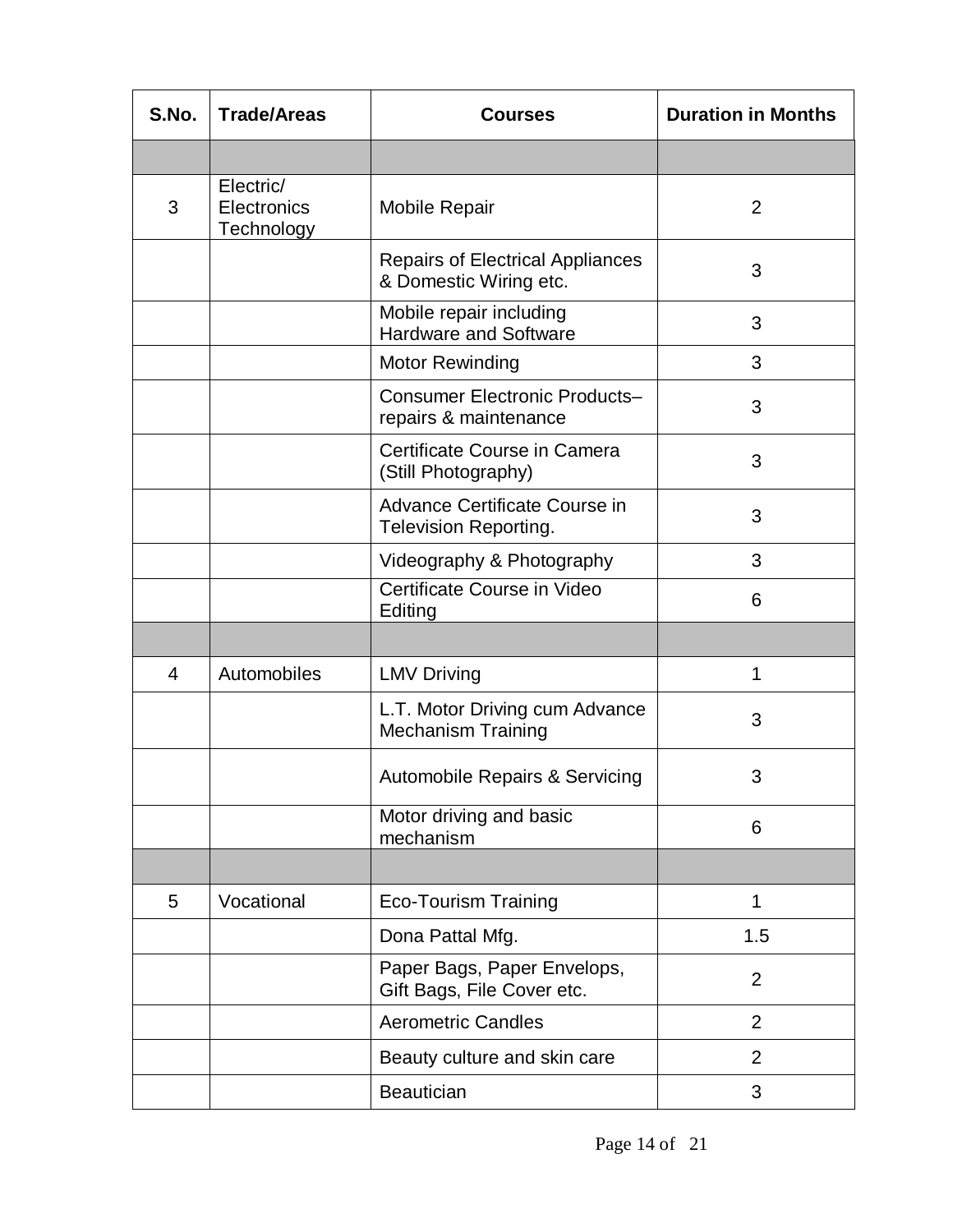| S.No. | Trade/Areas | Courses | Duration in Months |
|---|---|---|---|
| | | | |
| 3 | Electric/ Electronics Technology | Mobile Repair | 2 |
| | | Repairs of Electrical Appliances & Domestic Wiring etc. | 3 |
| | | Mobile repair including Hardware and Software | 3 |
| | | Motor Rewinding | 3 |
| | | Consumer Electronic Products– repairs & maintenance | 3 |
| | | Certificate Course in Camera (Still Photography) | 3 |
| | | Advance Certificate Course in Television Reporting. | 3 |
| | | Videography & Photography | 3 |
| | | Certificate Course in Video Editing | 6 |
| | | | |
| 4 | Automobiles | LMV Driving | 1 |
| | | L.T. Motor Driving cum Advance Mechanism Training | 3 |
| | | Automobile Repairs & Servicing | 3 |
| | | Motor driving and basic mechanism | 6 |
| | | | |
| 5 | Vocational | Eco-Tourism Training | 1 |
| | | Dona Pattal Mfg. | 1.5 |
| | | Paper Bags, Paper Envelops, Gift Bags, File Cover etc. | 2 |
| | | Aerometric Candles | 2 |
| | | Beauty culture and skin care | 2 |
| | | Beautician | 3 |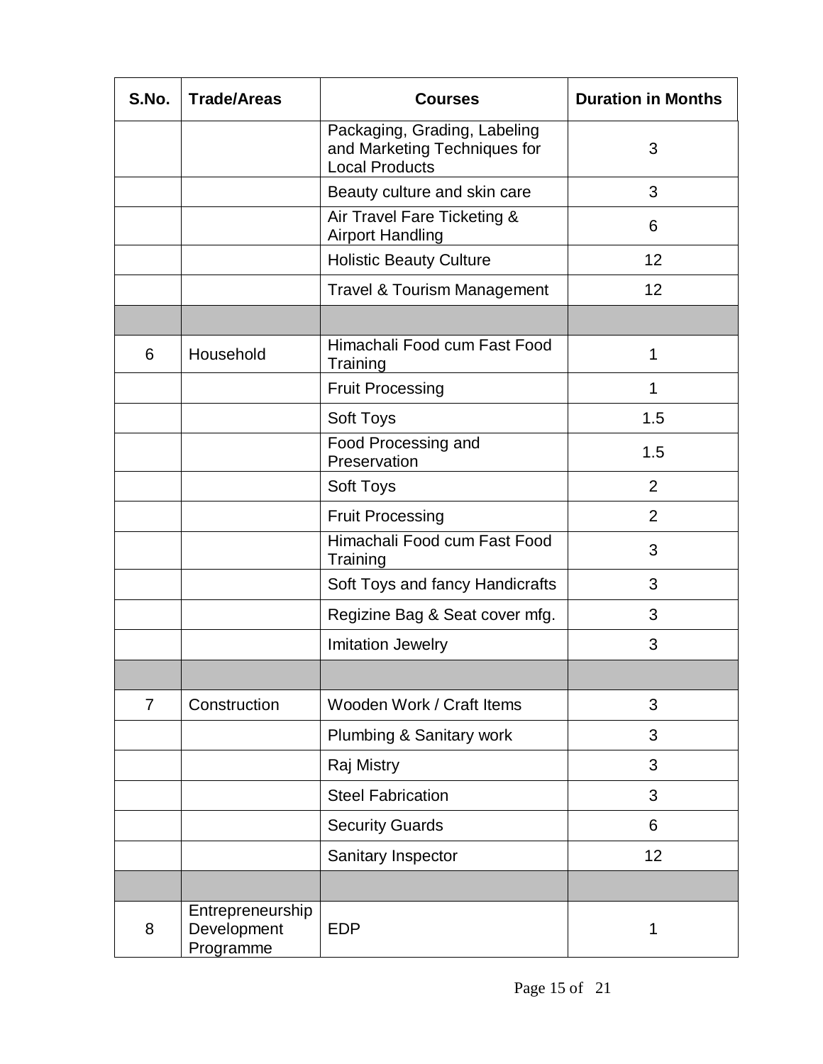| S.No. | Trade/Areas | Courses | Duration in Months |
|---|---|---|---|
| | | Packaging, Grading, Labeling and Marketing Techniques for Local Products | 3 |
| | | Beauty culture and skin care | 3 |
| | | Air Travel Fare Ticketing & Airport Handling | 6 |
| | | Holistic Beauty Culture | 12 |
| | | Travel & Tourism Management | 12 |
| | | | |
| 6 | Household | Himachali Food cum Fast Food Training | 1 |
| | | Fruit Processing | 1 |
| | | Soft Toys | 1.5 |
| | | Food Processing and Preservation | 1.5 |
| | | Soft Toys | 2 |
| | | Fruit Processing | 2 |
| | | Himachali Food cum Fast Food Training | 3 |
| | | Soft Toys and fancy Handicrafts | 3 |
| | | Regizine Bag & Seat cover mfg. | 3 |
| | | Imitation Jewelry | 3 |
| | | | |
| 7 | Construction | Wooden Work / Craft Items | 3 |
| | | Plumbing & Sanitary work | 3 |
| | | Raj Mistry | 3 |
| | | Steel Fabrication | 3 |
| | | Security Guards | 6 |
| | | Sanitary Inspector | 12 |
| | | | |
| 8 | Entrepreneurship Development Programme | EDP | 1 |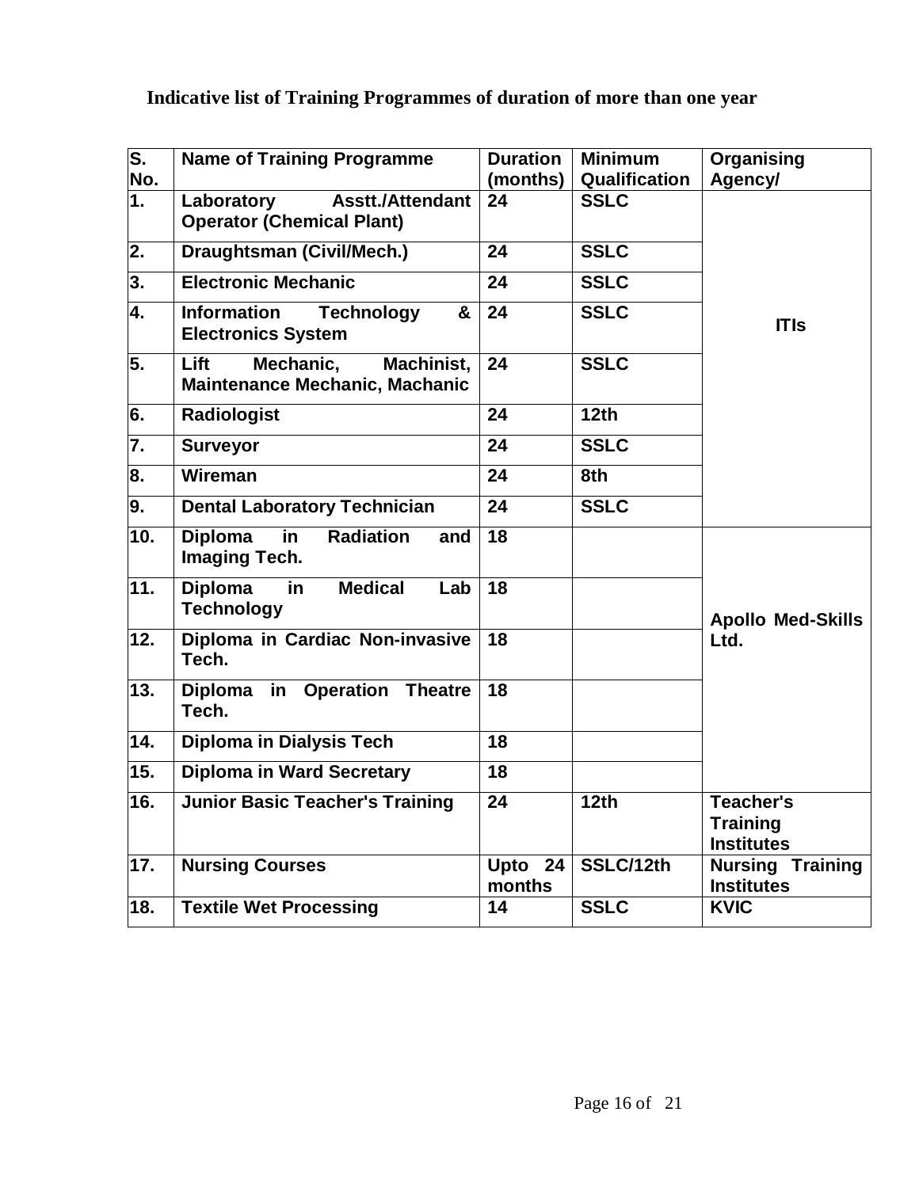## Indicative list of Training Programmes of duration of more than one year

| S. No. | Name of Training Programme | Duration (months) | Minimum Qualification | Organising Agency/ |
|---|---|---|---|---|
| 1. | Laboratory Asstt./Attendant Operator (Chemical Plant) | 24 | SSLC | ITIs |
| 2. | Draughtsman (Civil/Mech.) | 24 | SSLC | |
| 3. | Electronic Mechanic | 24 | SSLC | |
| 4. | Information Technology & Electronics System | 24 | SSLC | |
| 5. | Lift Mechanic, Machinist, Maintenance Mechanic, Machanic | 24 | SSLC | |
| 6. | Radiologist | 24 | 12th | |
| 7. | Surveyor | 24 | SSLC | |
| 8. | Wireman | 24 | 8th | |
| 9. | Dental Laboratory Technician | 24 | SSLC | |
| 10. | Diploma in Radiation and Imaging Tech. | 18 | | Apollo Med-Skills Ltd. |
| 11. | Diploma in Medical Lab Technology | 18 | | |
| 12. | Diploma in Cardiac Non-invasive Tech. | 18 | | |
| 13. | Diploma in Operation Theatre Tech. | 18 | | |
| 14. | Diploma in Dialysis Tech | 18 | | |
| 15. | Diploma in Ward Secretary | 18 | | |
| 16. | Junior Basic Teacher's Training | 24 | 12th | Teacher's Training Institutes |
| 17. | Nursing Courses | Upto 24 months | SSLC/12th | Nursing Training Institutes |
| 18. | Textile Wet Processing | 14 | SSLC | KVIC |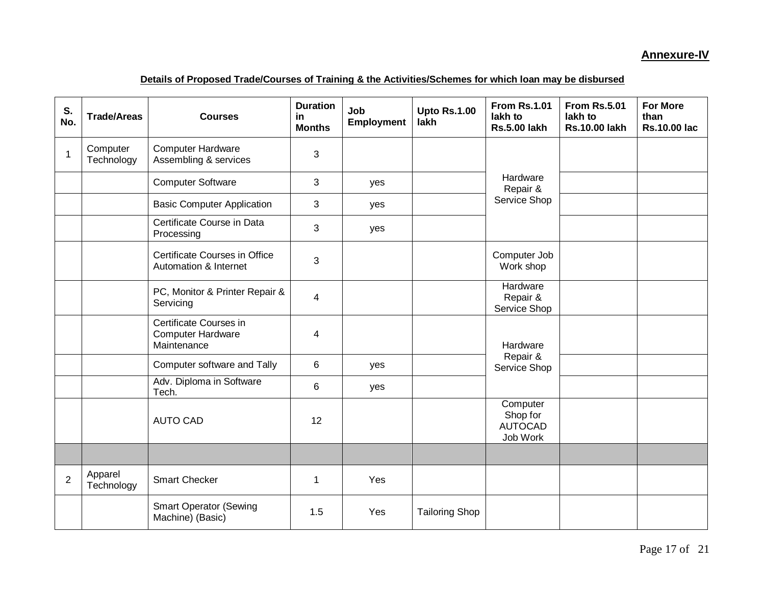**Annexure-IV**

**Details of Proposed Trade/Courses of Training & the Activities/Schemes for which loan may be disbursed**

| S. No. | Trade/Areas | Courses | Duration in Months | Job Employment | Upto Rs.1.00 lakh | From Rs.1.01 lakh to Rs.5.00 lakh | From Rs.5.01 lakh to Rs.10.00 lakh | For More than Rs.10.00 lac |
|---|---|---|---|---|---|---|---|---|
| 1 | Computer Technology | Computer Hardware Assembling & services | 3 | | | Hardware Repair & Service Shop | | |
| | | Computer Software | 3 | yes | | | | |
| | | Basic Computer Application | 3 | yes | | | | |
| | | Certificate Course in Data Processing | 3 | yes | | | | |
| | | Certificate Courses in Office Automation & Internet | 3 | | | Computer Job Work shop | | |
| | | PC, Monitor & Printer Repair & Servicing | 4 | | | Hardware Repair & Service Shop | | |
| | | Certificate Courses in Computer Hardware Maintenance | 4 | | | Hardware Repair & Service Shop | | |
| | | Computer software and Tally | 6 | yes | | | | |
| | | Adv. Diploma in Software Tech. | 6 | yes | | | | |
| | | AUTO CAD | 12 | | | Computer Shop for AUTOCAD Job Work | | |
| | | | | | | | | |
| 2 | Apparel Technology | Smart Checker | 1 | Yes | | | | |
| | | Smart Operator (Sewing Machine) (Basic) | 1.5 | Yes | Tailoring Shop | | | |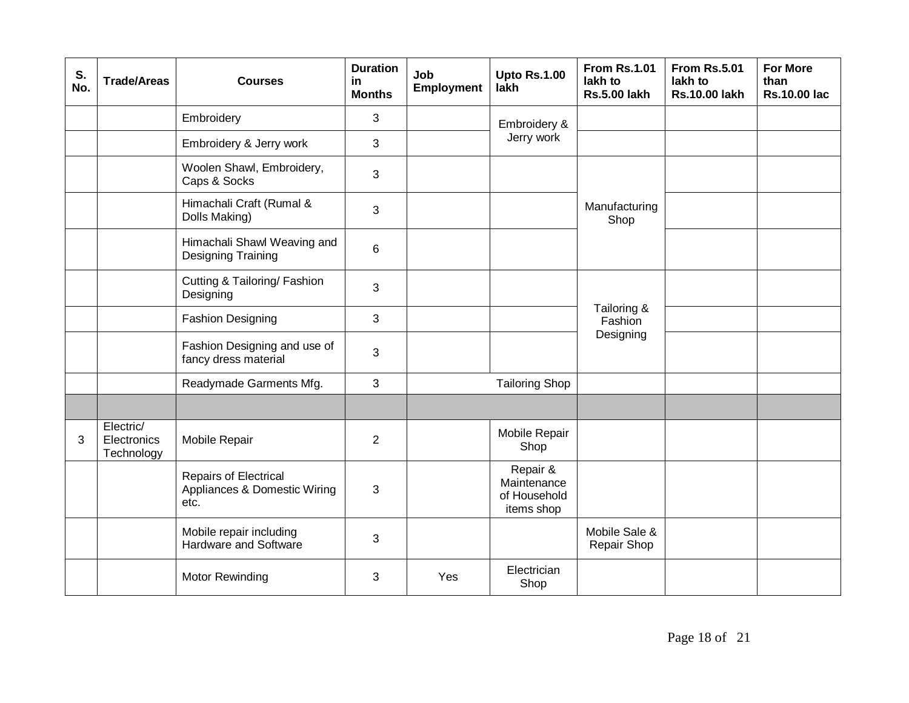| S. No. | Trade/Areas | Courses | Duration in Months | Job Employment | Upto Rs.1.00 lakh | From Rs.1.01 lakh to Rs.5.00 lakh | From Rs.5.01 lakh to Rs.10.00 lakh | For More than Rs.10.00 lac |
|---|---|---|---|---|---|---|---|---|
| | | Embroidery | 3 | | Embroidery & Jerry work | | | |
| | | Embroidery & Jerry work | 3 | | | | | |
| | | Woolen Shawl, Embroidery, Caps & Socks | 3 | | | Manufacturing Shop | | |
| | | Himachali Craft (Rumal & Dolls Making) | 3 | | | | | |
| | | Himachali Shawl Weaving and Designing Training | 6 | | | | | |
| | | Cutting & Tailoring/ Fashion Designing | 3 | | | Tailoring & Fashion Designing | | |
| | | Fashion Designing | 3 | | | | | |
| | | Fashion Designing and use of fancy dress material | 3 | | | | | |
| | | Readymade Garments Mfg. | 3 | | Tailoring Shop | | | |
| | | | | | | | | |
| 3 | Electric/ Electronics Technology | Mobile Repair | 2 | | Mobile Repair Shop | | | |
| | | Repairs of Electrical Appliances & Domestic Wiring etc. | 3 | | Repair & Maintenance of Household items shop | | | |
| | | Mobile repair including Hardware and Software | 3 | | | Mobile Sale & Repair Shop | | |
| | | Motor Rewinding | 3 | Yes | Electrician Shop | | | |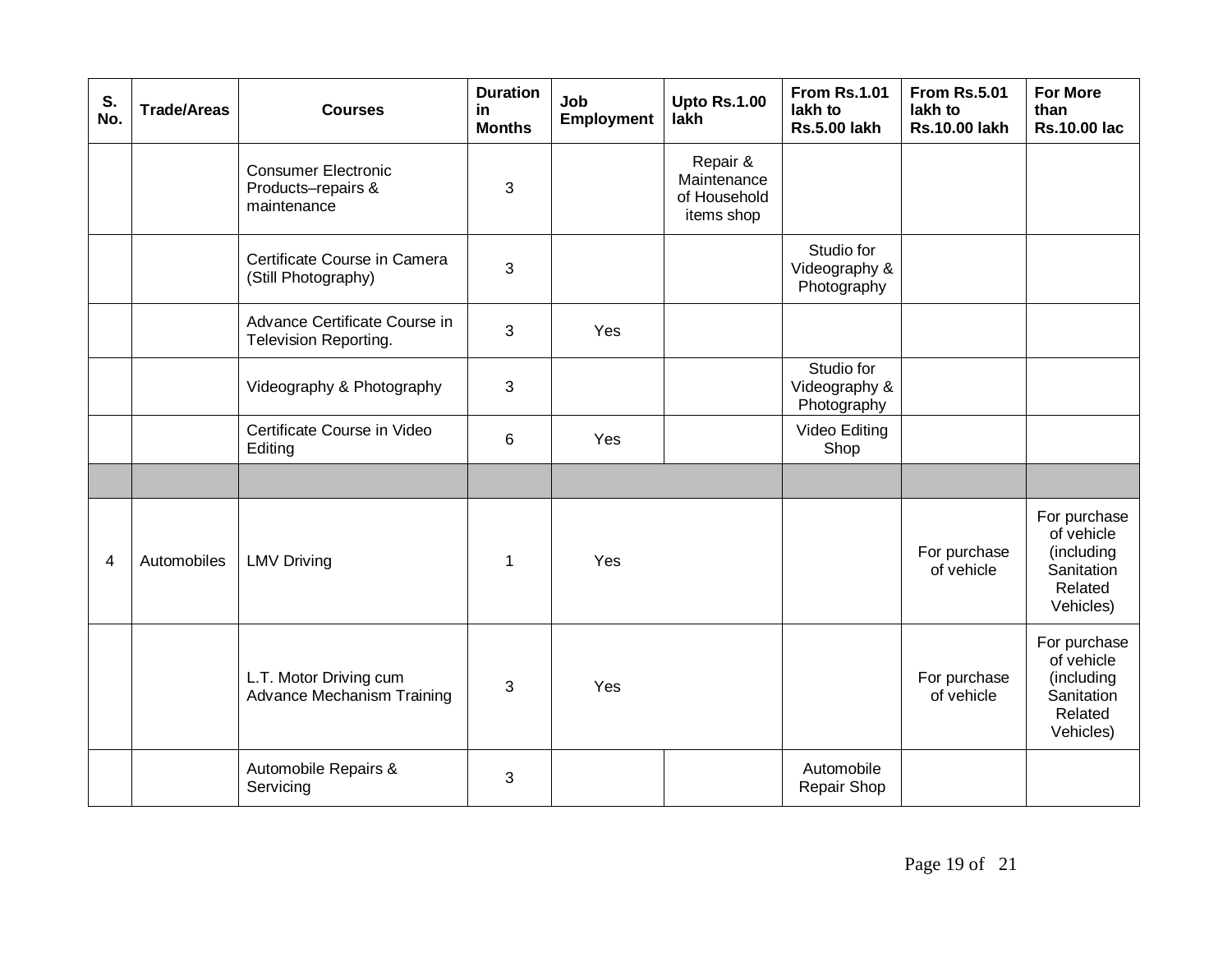| S. No. | Trade/Areas | Courses | Duration in Months | Job Employment | Upto Rs.1.00 lakh | From Rs.1.01 lakh to Rs.5.00 lakh | From Rs.5.01 lakh to Rs.10.00 lakh | For More than Rs.10.00 lac |
|---|---|---|---|---|---|---|---|---|
| | | Consumer Electronic Products–repairs & maintenance | 3 | | Repair & Maintenance of Household items shop | | | |
| | | Certificate Course in Camera (Still Photography) | 3 | | | Studio for Videography & Photography | | |
| | | Advance Certificate Course in Television Reporting. | 3 | Yes | | | | |
| | | Videography & Photography | 3 | | | Studio for Videography & Photography | | |
| | | Certificate Course in Video Editing | 6 | Yes | | Video Editing Shop | | |
| | | | | | | | | |
| 4 | Automobiles | LMV Driving | 1 | Yes | | | For purchase of vehicle | For purchase of vehicle (including Sanitation Related Vehicles) |
| | | L.T. Motor Driving cum Advance Mechanism Training | 3 | Yes | | | For purchase of vehicle | For purchase of vehicle (including Sanitation Related Vehicles) |
| | | Automobile Repairs & Servicing | 3 | | | Automobile Repair Shop | | |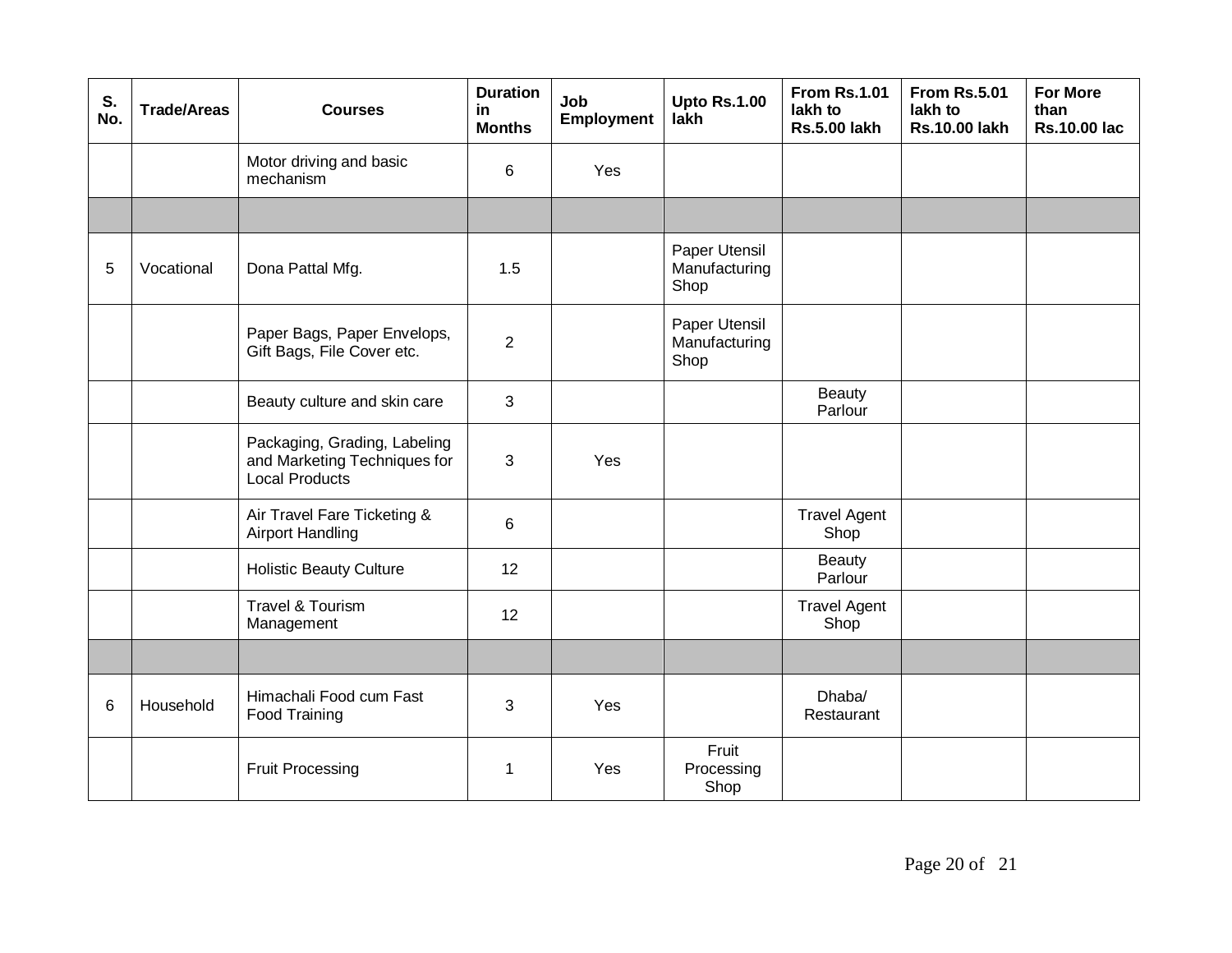| S. No. | Trade/Areas | Courses | Duration in Months | Job Employment | Upto Rs.1.00 lakh | From Rs.1.01 lakh to Rs.5.00 lakh | From Rs.5.01 lakh to Rs.10.00 lakh | For More than Rs.10.00 lac |
|---|---|---|---|---|---|---|---|---|
| | | Motor driving and basic mechanism | 6 | Yes | | | | |
| | | | | | | | | |
| 5 | Vocational | Dona Pattal Mfg. | 1.5 | | Paper Utensil Manufacturing Shop | | | |
| | | Paper Bags, Paper Envelops, Gift Bags, File Cover etc. | 2 | | Paper Utensil Manufacturing Shop | | | |
| | | Beauty culture and skin care | 3 | | | Beauty Parlour | | |
| | | Packaging, Grading, Labeling and Marketing Techniques for Local Products | 3 | Yes | | | | |
| | | Air Travel Fare Ticketing & Airport Handling | 6 | | | Travel Agent Shop | | |
| | | Holistic Beauty Culture | 12 | | | Beauty Parlour | | |
| | | Travel & Tourism Management | 12 | | | Travel Agent Shop | | |
| | | | | | | | | |
| 6 | Household | Himachali Food cum Fast Food Training | 3 | Yes | | Dhaba/ Restaurant | | |
| | | Fruit Processing | 1 | Yes | Fruit Processing Shop | | | |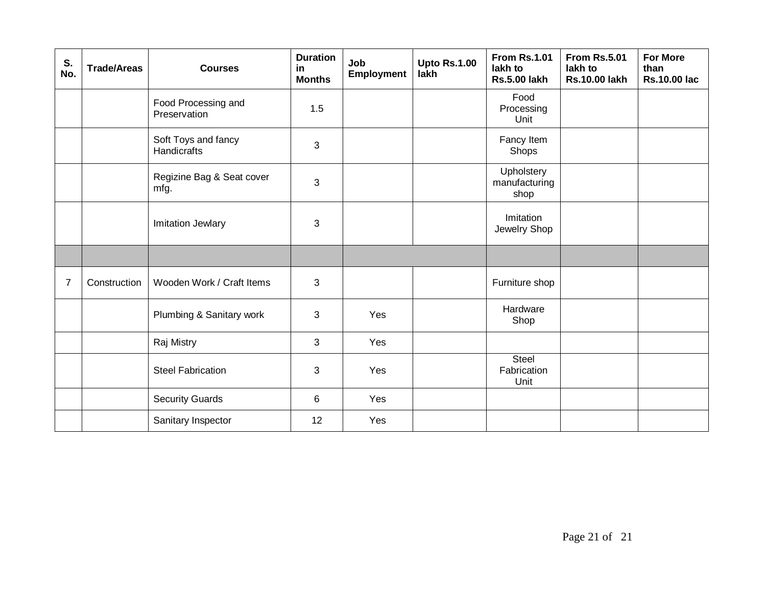| S. No. | Trade/Areas | Courses | Duration in Months | Job Employment | Upto Rs.1.00 lakh | From Rs.1.01 lakh to Rs.5.00 lakh | From Rs.5.01 lakh to Rs.10.00 lakh | For More than Rs.10.00 lac |
|---|---|---|---|---|---|---|---|---|
| | | Food Processing and Preservation | 1.5 | | | Food Processing Unit | | |
| | | Soft Toys and fancy Handicrafts | 3 | | | Fancy Item Shops | | |
| | | Regizine Bag & Seat cover mfg. | 3 | | | Upholstery manufacturing shop | | |
| | | Imitation Jewlary | 3 | | | Imitation Jewelry Shop | | |
| | | | | | | | | |
| 7 | Construction | Wooden Work / Craft Items | 3 | | | Furniture shop | | |
| | | Plumbing & Sanitary work | 3 | Yes | | Hardware Shop | | |
| | | Raj Mistry | 3 | Yes | | | | |
| | | Steel Fabrication | 3 | Yes | | Steel Fabrication Unit | | |
| | | Security Guards | 6 | Yes | | | | |
| | | Sanitary Inspector | 12 | Yes | | | | |